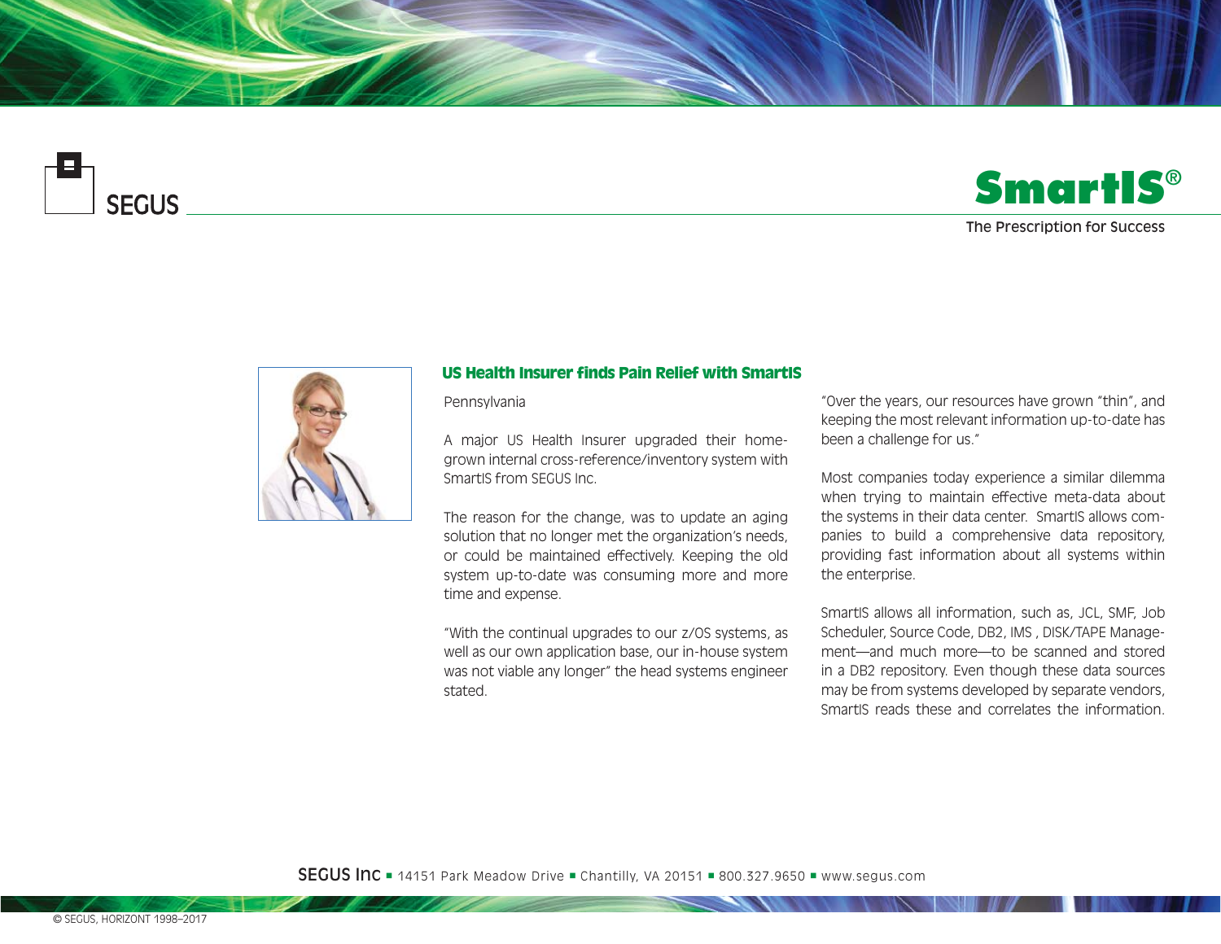SEGUS

# SmartIS®

The Prescription for Success

## US Health Insurer finds Pain Relief with SmartIS

Pennsylvania

A major US Health Insurer upgraded their home-grown internal cross-reference/inventory system with SmartIS from SEGUS Inc.

The reason for the change, was to update an aging solution that no longer met the organization's needs, or could be maintained effectively. Keeping the old system up-to-date was consuming more and more time and expense.

"With the continual upgrades to our z/OS systems, as well as our own application base, our in-house system was not viable any longer" the head systems engineer stated.

"Over the years, our resources have grown "thin", and keeping the most relevant information up-to-date has been a challenge for us."

Most companies today experience a similar dilemma when trying to maintain effective meta-data about the systems in their data center. SmartIS allows companies to build a comprehensive data repository, providing fast information about all systems within the enterprise.

SmartIS allows all information, such as, JCL, SMF, Job Scheduler, Source Code, DB2, IMS , DISK/TAPE Management—and much more—to be scanned and stored in a DB2 repository. Even though these data sources may be from systems developed by separate vendors, SmartIS reads these and correlates the information.

SEGUS Inc ■ 14151 Park Meadow Drive ■ Chantilly, VA 20151 ■ 800.327.9650 ■ www.segus.com

© SEGUS, HORIZONT 1998–2017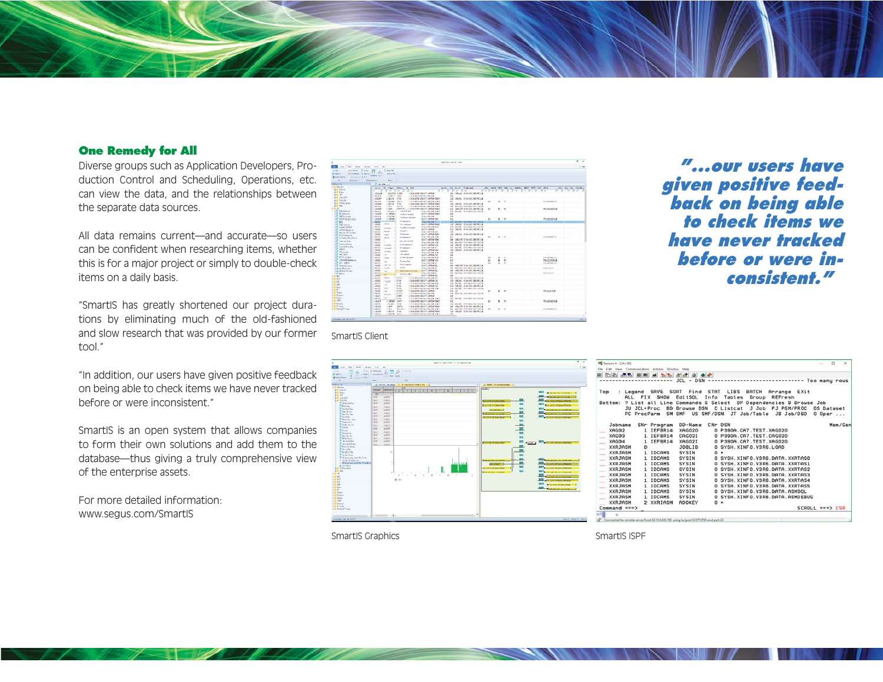## One Remedy for All

Diverse groups such as Application Developers, Production Control and Scheduling, Operations, etc. can view the data, and the relationships between the separate data sources.

All data remains current—and accurate—so users can be confident when researching items, whether this is for a major project or simply to double-check items on a daily basis.

"SmartIS has greatly shortened our project durations by eliminating much of the old-fashioned and slow research that was provided by our former tool."

"In addition, our users have given positive feedback on being able to check items we have never tracked before or were inconsistent."

SmartIS is an open system that allows companies to form their own solutions and add them to the database—thus giving a truly comprehensive view of the enterprise assets.

For more detailed information:
www.segus.com/SmartIS

SmartIS Client

SmartIS Graphics

SmartIS ISPF

***"...our users have given positive feedback on being able to check items we have never tracked before or were inconsistent."***